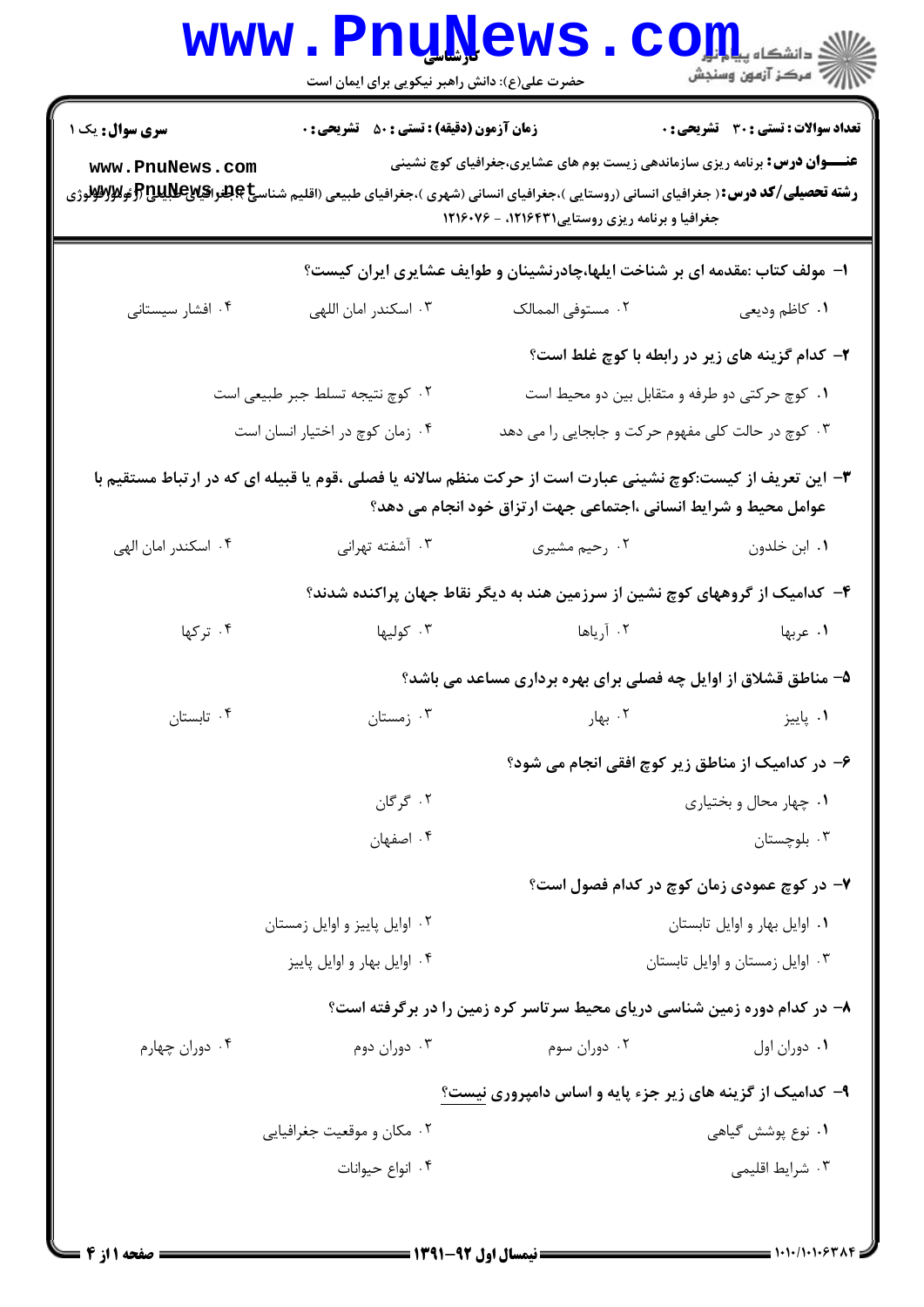کارشناسی

حضرت علی(ع): دانش راهبر نیکویی برای ایمان است

**سری سوال:** یک ۱

**زمان آزمون (دقیقه) : تستی : ۵۰ تشریحی : ۰**

**تعداد سوالات : تستی : ۳۰ تشریحی : ۰**

**عنـــوان درس:** برنامه ریزی سازماندهی زیست بوم های عشایری،جغرافیای کوچ نشینی

**رشته تحصیلی/کد درس:** ( جغرافیای انسانی (روستایی )،جغرافیای انسانی (شهری )،جغرافیای طبیعی (اقلیم شناسی )،جغرافیای طبیعی (ژئومورفولوژی) جغرافیا و برنامه ریزی روستایی۱۲۱۶۴۳۱، - ۱۲۱۶۰۷۶

۱- مولف کتاب :مقدمه ای بر شناخت ایلها،چادرنشینان و طوایف عشایری ایران کیست؟

۱. کاظم ودیعی
۲. مستوفی الممالک
۳. اسکندر امان اللهی
۴. افشار سیستانی

۲- کدام گزینه های زیر در رابطه با کوچ غلط است؟

۱. کوچ حرکتی دو طرفه و متقابل بین دو محیط است
۲. کوچ نتیجه تسلط جبر طبیعی است
۳. کوچ در حالت کلی مفهوم حرکت و جابجایی را می دهد
۴. زمان کوچ در اختیار انسان است

۳- این تعریف از کیست:کوچ نشینی عبارت است از حرکت منظم سالانه یا فصلی ،قوم یا قبیله ای که در ارتباط مستقیم با عوامل محیط و شرایط انسانی ،اجتماعی جهت ارتزاق خود انجام می دهد؟

۱. ابن خلدون
۲. رحیم مشیری
۳. آشفته تهرانی
۴. اسکندر امان الهی

۴- کدامیک از گروههای کوچ نشین از سرزمین هند به دیگر نقاط جهان پراکنده شدند؟

۱. عربها
۲. آریاها
۳. کولیها
۴. ترکها

۵- مناطق قشلاق از اوایل چه فصلی برای بهره برداری مساعد می باشد؟

۱. پاییز
۲. بهار
۳. زمستان
۴. تابستان

۶- در کدامیک از مناطق زیر کوچ افقی انجام می شود؟

۱. چهار محال و بختیاری
۲. گرگان
۳. بلوچستان
۴. اصفهان

۷- در کوچ عمودی زمان کوچ در کدام فصول است؟

۱. اوایل بهار و اوایل تابستان
۲. اوایل پاییز و اوایل زمستان
۳. اوایل زمستان و اوایل تابستان
۴. اوایل بهار و اوایل پاییز

۸- در کدام دوره زمین شناسی دریای محیط سرتاسر کره زمین را در برگرفته است؟

۱. دوران اول
۲. دوران سوم
۳. دوران دوم
۴. دوران چهارم

۹- کدامیک از گزینه های زیر جزء پایه و اساس دامپروری نیست؟

۱. نوع پوشش گیاهی
۲. مکان و موقعیت جغرافیایی
۳. شرایط اقلیمی
۴. انواع حیوانات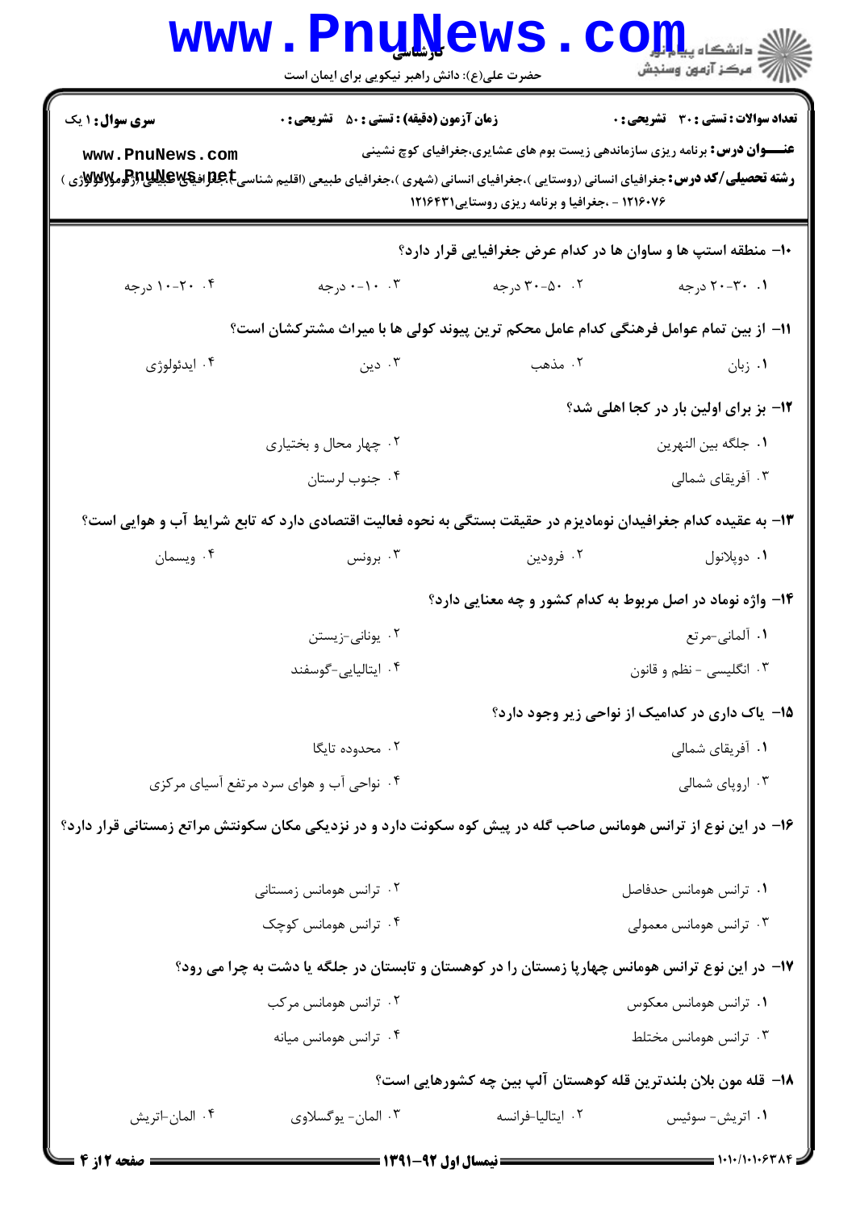**سری سوال:** ۱ یک

**زمان آزمون (دقیقه) : تستی : ۵۰ تشریحی : ۰**

**تعداد سوالات : تستی : ۳۰ تشریحی : ۰**

**عنـــوان درس:** برنامه ریزی سازماندهی زیست بوم های عشایری،جغرافیای کوچ نشینی

**رشته تحصیلی/کد درس:** جغرافیای انسانی (روستایی )،جغرافیای انسانی (شهری )،جغرافیای طبیعی (اقلیم شناسی )،جغرافیای طبیعی (ژئومورفولوژی ) ۱۲۱۶۰۷۶ - ،جغرافیا و برنامه ریزی روستایی۱۲۱۶۴۳۱

**۱۰- منطقه استپ ها و ساوان ها در کدام عرض جغرافیایی قرار دارد؟**

۱. ۳۰-۲۰ درجه
۲. ۵۰-۳۰ درجه
۳. ۱۰-۰ درجه
۴. ۲۰-۱۰ درجه

**۱۱- از بین تمام عوامل فرهنگی کدام عامل محکم ترین پیوند کولی ها با میراث مشترکشان است؟**

۱. زبان
۲. مذهب
۳. دین
۴. ایدئولوژی

**۱۲- بز برای اولین بار در کجا اهلی شد؟**

۱. جلگه بین النهرین
۲. چهار محال و بختیاری
۳. آفریقای شمالی
۴. جنوب لرستان

**۱۳- به عقیده کدام جغرافیدان نومادیزم در حقیقت بستگی به نحوه فعالیت اقتصادی دارد که تابع شرایط آب و هوایی است؟**

۱. دوپلانول
۲. فرودین
۳. برونس
۴. ویسمان

**۱۴- واژه نوماد در اصل مربوط به کدام کشور و چه معنایی دارد؟**

۱. آلمانی-مرتع
۲. یونانی-زیستن
۳. انگلیسی - نظم و قانون
۴. ایتالیایی-گوسفند

**۱۵- یاک داری در کدامیک از نواحی زیر وجود دارد؟**

۱. آفریقای شمالی
۲. محدوده تایگا
۳. اروپای شمالی
۴. نواحی آب و هوای سرد مرتفع آسیای مرکزی

**۱۶- در این نوع از ترانس هومانس صاحب گله در پیش کوه سکونت دارد و در نزدیکی مکان سکونتش مراتع زمستانی قرار دارد؟**

۱. ترانس هومانس حدفاصل
۲. ترانس هومانس زمستانی
۳. ترانس هومانس معمولی
۴. ترانس هومانس کوچک

**۱۷- در این نوع ترانس هومانس چهارپا زمستان را در کوهستان و تابستان در جلگه یا دشت به چرا می رود؟**

۱. ترانس هومانس معکوس
۲. ترانس هومانس مرکب
۳. ترانس هومانس مختلط
۴. ترانس هومانس میانه

**۱۸- قله مون بلان بلندترین قله کوهستان آلپ بین چه کشورهایی است؟**

۱. اتریش- سوئیس
۲. ایتالیا-فرانسه
۳. المان- یوگسلاوی
۴. المان-اتریش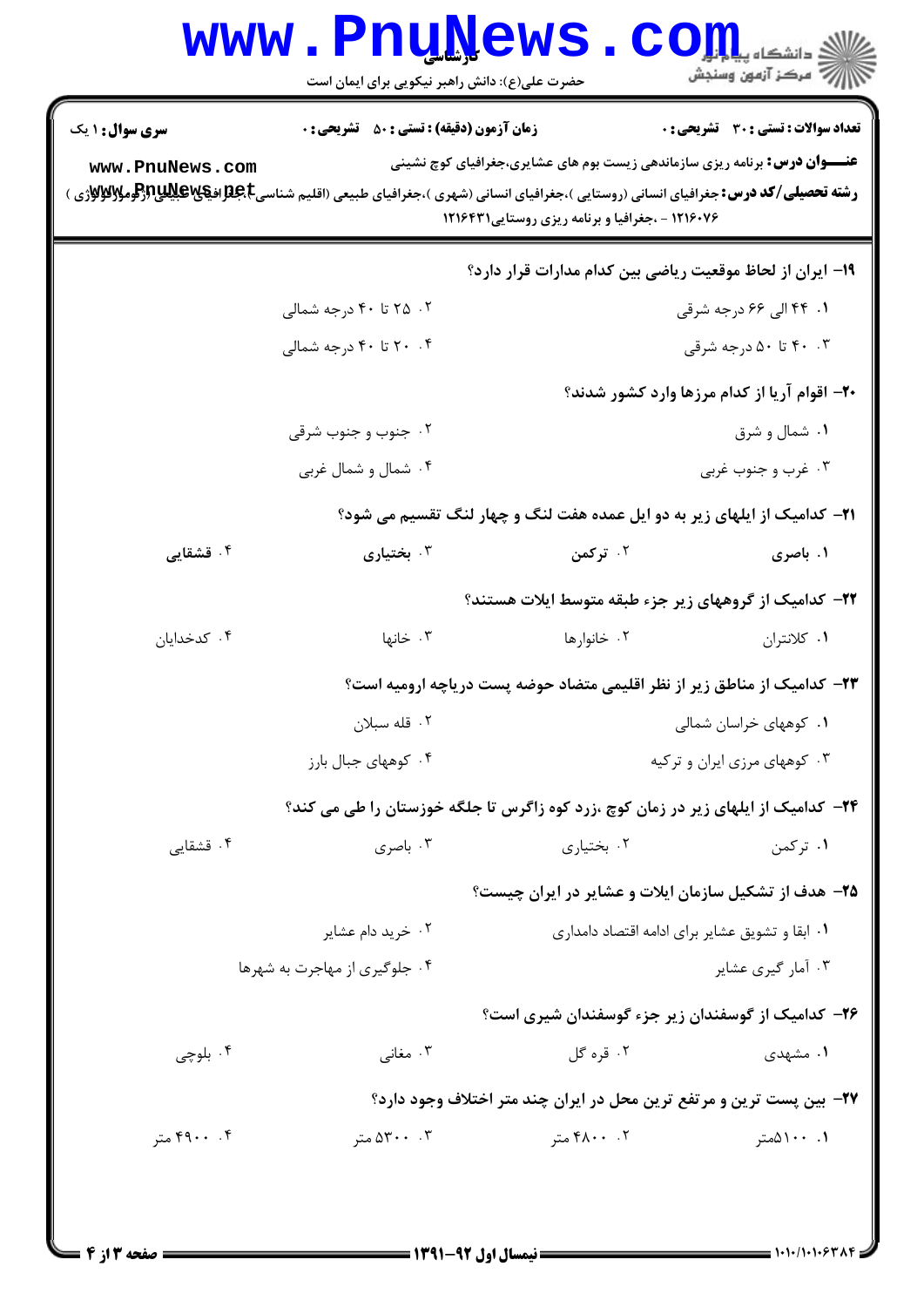**سری سؤال:** ۱ یک

**زمان آزمون (دقیقه) : تستی : ۵۰ تشریحی : ۰**

**تعداد سوالات : تستی : ۳۰ تشریحی : ۰**

**عنـــوان درس:** برنامه ریزی سازماندهی زیست بوم های عشایری،جغرافیای کوچ نشینی

**رشته تحصیلی/کد درس:** جغرافیای انسانی (روستایی )،جغرافیای انسانی (شهری )،جغرافیای طبیعی (اقلیم شناسی)،جغرافیای طبیعی (ژئومورفولوژی ) ۱۲۱۶۰۷۶ - ،جغرافیا و برنامه ریزی روستایی۱۲۱۶۴۳۱

**۱۹- ایران از لحاظ موقعیت ریاضی بین کدام مدارات قرار دارد؟**

۱. ۴۴ الی ۶۶ درجه شرقی

۲. ۲۵ تا ۴۰ درجه شمالی

۳. ۴۰ تا ۵۰ درجه شرقی

۴. ۲۰ تا ۴۰ درجه شمالی

**۲۰- اقوام آریا از کدام مرزها وارد کشور شدند؟**

۱. شمال و شرق

۲. جنوب و جنوب شرقی

۳. غرب و جنوب غربی

۴. شمال و شمال غربی

**۲۱- کدامیک از ایلهای زیر به دو ایل عمده هفت لنگ و چهار لنگ تقسیم می شود؟**

۱. باصری

۲. ترکمن

۳. بختیاری

۴. قشقایی

**۲۲- کدامیک از گروههای زیر جزء طبقه متوسط ایلات هستند؟**

۱. کلانتران

۲. خانوارها

۳. خانها

۴. کدخدایان

**۲۳- کدامیک از مناطق زیر از نظر اقلیمی متضاد حوضه پست دریاچه ارومیه است؟**

۱. کوههای خراسان شمالی

۲. قله سبلان

۳. کوههای مرزی ایران و ترکیه

۴. کوههای جبال بارز

**۲۴- کدامیک از ایلهای زیر در زمان کوچ ،زرد کوه زاگرس تا جلگه خوزستان را طی می کند؟**

۱. ترکمن

۲. بختیاری

۳. باصری

۴. قشقایی

**۲۵- هدف از تشکیل سازمان ایلات و عشایر در ایران چیست؟**

۱. ابقا و تشویق عشایر برای ادامه اقتصاد دامداری

۲. خرید دام عشایر

۳. آمار گیری عشایر

۴. جلوگیری از مهاجرت به شهرها

**۲۶- کدامیک از گوسفندان زیر جزء گوسفندان شیری است؟**

۱. مشهدی

۲. قره گل

۳. مغانی

۴. بلوچی

**۲۷- بین پست ترین و مرتفع ترین محل در ایران چند متر اختلاف وجود دارد؟**

۱. ۵۱۰۰متر

۲. ۴۸۰۰ متر

۳. ۵۳۰۰ متر

۴. ۴۹۰۰ متر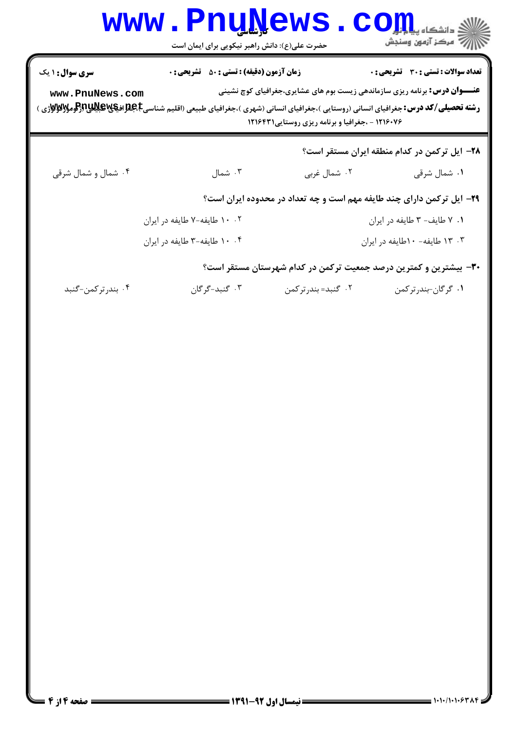**سری سوال:** ۱ یک

**زمان آزمون (دقیقه) : تستی :** ۵۰ **تشریحی :** ۰

**تعداد سوالات : تستی :** ۳۰ **تشریحی :** ۰

**عنـــوان درس:** برنامه ریزی سازماندهی زیست بوم های عشایری،جغرافیای کوچ نشینی

**رشته تحصیلی/کد درس:** جغرافیای انسانی (روستایی )،جغرافیای انسانی (شهری )،جغرافیای طبیعی (اقلیم شناسی )،جغرافیای طبیعی (ژئومورفولوژی ) ۱۲۱۶۰۷۶ - ،جغرافیا و برنامه ریزی روستایی۱۲۱۶۴۳۱

**۲۸- ایل ترکمن در کدام منطقه ایران مستقر است؟**

۱. شمال شرقی
۲. شمال غربی
۳. شمال
۴. شمال و شمال شرقی

**۲۹- ایل ترکمن دارای چند طایفه مهم است و چه تعداد در محدوده ایران است؟**

۱. ۷ طایف- ۳ طایفه در ایران
۲. ۱۰ طایفه-۷ طایفه در ایران
۳. ۱۳ طایفه- ۱۰طایفه در ایران
۴. ۱۰ طایفه-۳ طایفه در ایران

**۳۰- بیشترین و کمترین درصد جمعیت ترکمن در کدام شهرستان مستقر است؟**

۱. گرگان-بندرترکمن
۲. گنبد= بندرترکمن
۳. گنبد-گرگان
۴. بندرترکمن-گنبد